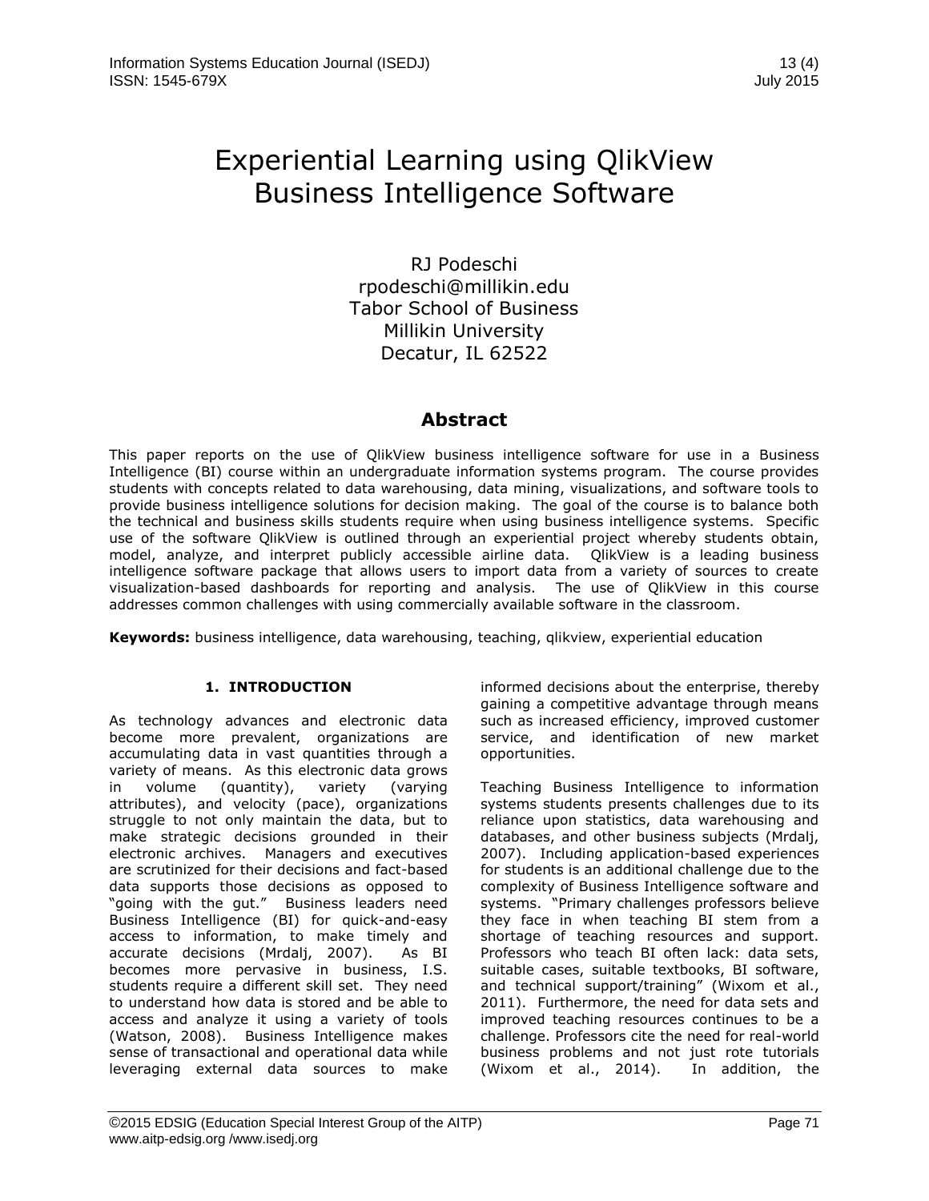# Experiential Learning using QlikView Business Intelligence Software

RJ Podeschi
rpodeschi@millikin.edu
Tabor School of Business
Millikin University
Decatur, IL 62522

## Abstract

This paper reports on the use of QlikView business intelligence software for use in a Business Intelligence (BI) course within an undergraduate information systems program. The course provides students with concepts related to data warehousing, data mining, visualizations, and software tools to provide business intelligence solutions for decision making. The goal of the course is to balance both the technical and business skills students require when using business intelligence systems. Specific use of the software QlikView is outlined through an experiential project whereby students obtain, model, analyze, and interpret publicly accessible airline data. QlikView is a leading business intelligence software package that allows users to import data from a variety of sources to create visualization-based dashboards for reporting and analysis. The use of QlikView in this course addresses common challenges with using commercially available software in the classroom.

**Keywords:** business intelligence, data warehousing, teaching, qlikview, experiential education

## 1. INTRODUCTION

As technology advances and electronic data become more prevalent, organizations are accumulating data in vast quantities through a variety of means. As this electronic data grows in volume (quantity), variety (varying attributes), and velocity (pace), organizations struggle to not only maintain the data, but to make strategic decisions grounded in their electronic archives. Managers and executives are scrutinized for their decisions and fact-based data supports those decisions as opposed to "going with the gut." Business leaders need Business Intelligence (BI) for quick-and-easy access to information, to make timely and accurate decisions (Mrdalj, 2007). As BI becomes more pervasive in business, I.S. students require a different skill set. They need to understand how data is stored and be able to access and analyze it using a variety of tools (Watson, 2008). Business Intelligence makes sense of transactional and operational data while leveraging external data sources to make informed decisions about the enterprise, thereby gaining a competitive advantage through means such as increased efficiency, improved customer service, and identification of new market opportunities.

Teaching Business Intelligence to information systems students presents challenges due to its reliance upon statistics, data warehousing and databases, and other business subjects (Mrdalj, 2007). Including application-based experiences for students is an additional challenge due to the complexity of Business Intelligence software and systems. "Primary challenges professors believe they face in when teaching BI stem from a shortage of teaching resources and support. Professors who teach BI often lack: data sets, suitable cases, suitable textbooks, BI software, and technical support/training" (Wixom et al., 2011). Furthermore, the need for data sets and improved teaching resources continues to be a challenge. Professors cite the need for real-world business problems and not just rote tutorials (Wixom et al., 2014). In addition, the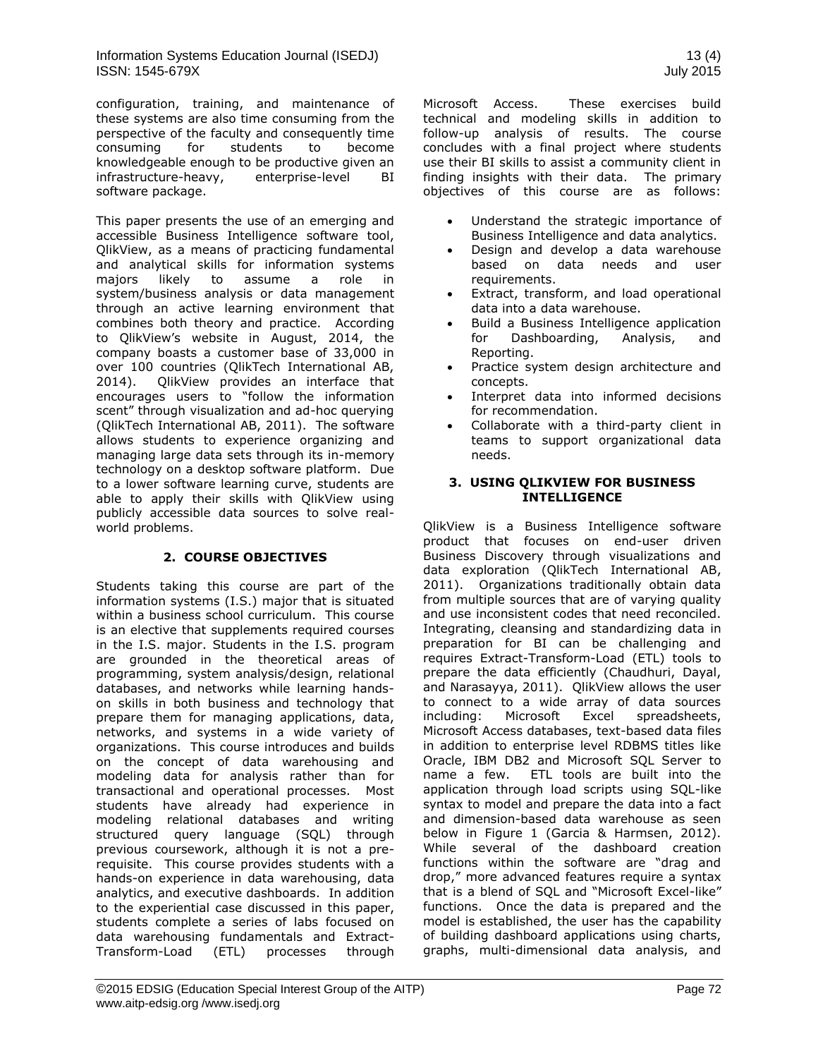configuration, training, and maintenance of these systems are also time consuming from the perspective of the faculty and consequently time consuming for students to become knowledgeable enough to be productive given an infrastructure-heavy, enterprise-level BI software package.

This paper presents the use of an emerging and accessible Business Intelligence software tool, QlikView, as a means of practicing fundamental and analytical skills for information systems majors likely to assume a role in system/business analysis or data management through an active learning environment that combines both theory and practice. According to QlikView's website in August, 2014, the company boasts a customer base of 33,000 in over 100 countries (QlikTech International AB, 2014). QlikView provides an interface that encourages users to "follow the information scent" through visualization and ad-hoc querying (QlikTech International AB, 2011). The software allows students to experience organizing and managing large data sets through its in-memory technology on a desktop software platform. Due to a lower software learning curve, students are able to apply their skills with QlikView using publicly accessible data sources to solve real-world problems.

## 2. COURSE OBJECTIVES

Students taking this course are part of the information systems (I.S.) major that is situated within a business school curriculum. This course is an elective that supplements required courses in the I.S. major. Students in the I.S. program are grounded in the theoretical areas of programming, system analysis/design, relational databases, and networks while learning hands-on skills in both business and technology that prepare them for managing applications, data, networks, and systems in a wide variety of organizations. This course introduces and builds on the concept of data warehousing and modeling data for analysis rather than for transactional and operational processes. Most students have already had experience in modeling relational databases and writing structured query language (SQL) through previous coursework, although it is not a pre-requisite. This course provides students with a hands-on experience in data warehousing, data analytics, and executive dashboards. In addition to the experiential case discussed in this paper, students complete a series of labs focused on data warehousing fundamentals and Extract-Transform-Load (ETL) processes through Microsoft Access. These exercises build technical and modeling skills in addition to follow-up analysis of results. The course concludes with a final project where students use their BI skills to assist a community client in finding insights with their data. The primary objectives of this course are as follows:

- Understand the strategic importance of Business Intelligence and data analytics.
- Design and develop a data warehouse based on data needs and user requirements.
- Extract, transform, and load operational data into a data warehouse.
- Build a Business Intelligence application for Dashboarding, Analysis, and Reporting.
- Practice system design architecture and concepts.
- Interpret data into informed decisions for recommendation.
- Collaborate with a third-party client in teams to support organizational data needs.

## 3. USING QLIKVIEW FOR BUSINESS INTELLIGENCE

QlikView is a Business Intelligence software product that focuses on end-user driven Business Discovery through visualizations and data exploration (QlikTech International AB, 2011). Organizations traditionally obtain data from multiple sources that are of varying quality and use inconsistent codes that need reconciled. Integrating, cleansing and standardizing data in preparation for BI can be challenging and requires Extract-Transform-Load (ETL) tools to prepare the data efficiently (Chaudhuri, Dayal, and Narasayya, 2011). QlikView allows the user to connect to a wide array of data sources including: Microsoft Excel spreadsheets, Microsoft Access databases, text-based data files in addition to enterprise level RDBMS titles like Oracle, IBM DB2 and Microsoft SQL Server to name a few. ETL tools are built into the application through load scripts using SQL-like syntax to model and prepare the data into a fact and dimension-based data warehouse as seen below in Figure 1 (Garcia & Harmsen, 2012). While several of the dashboard creation functions within the software are "drag and drop," more advanced features require a syntax that is a blend of SQL and "Microsoft Excel-like" functions. Once the data is prepared and the model is established, the user has the capability of building dashboard applications using charts, graphs, multi-dimensional data analysis, and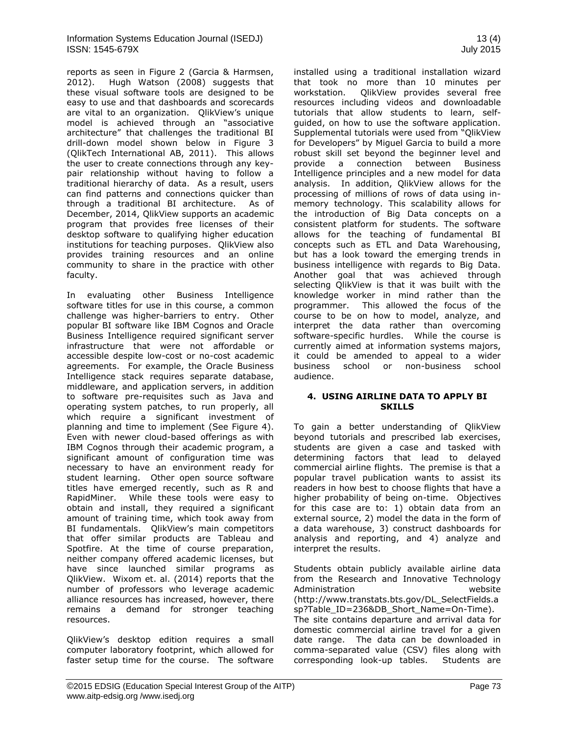reports as seen in Figure 2 (Garcia & Harmsen, 2012). Hugh Watson (2008) suggests that these visual software tools are designed to be easy to use and that dashboards and scorecards are vital to an organization. QlikView's unique model is achieved through an "associative architecture" that challenges the traditional BI drill-down model shown below in Figure 3 (QlikTech International AB, 2011). This allows the user to create connections through any key-pair relationship without having to follow a traditional hierarchy of data. As a result, users can find patterns and connections quicker than through a traditional BI architecture. As of December, 2014, QlikView supports an academic program that provides free licenses of their desktop software to qualifying higher education institutions for teaching purposes. QlikView also provides training resources and an online community to share in the practice with other faculty.

In evaluating other Business Intelligence software titles for use in this course, a common challenge was higher-barriers to entry. Other popular BI software like IBM Cognos and Oracle Business Intelligence required significant server infrastructure that were not affordable or accessible despite low-cost or no-cost academic agreements. For example, the Oracle Business Intelligence stack requires separate database, middleware, and application servers, in addition to software pre-requisites such as Java and operating system patches, to run properly, all which require a significant investment of planning and time to implement (See Figure 4). Even with newer cloud-based offerings as with IBM Cognos through their academic program, a significant amount of configuration time was necessary to have an environment ready for student learning. Other open source software titles have emerged recently, such as R and RapidMiner. While these tools were easy to obtain and install, they required a significant amount of training time, which took away from BI fundamentals. QlikView's main competitors that offer similar products are Tableau and Spotfire. At the time of course preparation, neither company offered academic licenses, but have since launched similar programs as QlikView. Wixom et. al. (2014) reports that the number of professors who leverage academic alliance resources has increased, however, there remains a demand for stronger teaching resources.

QlikView's desktop edition requires a small computer laboratory footprint, which allowed for faster setup time for the course. The software installed using a traditional installation wizard that took no more than 10 minutes per workstation. QlikView provides several free resources including videos and downloadable tutorials that allow students to learn, self-guided, on how to use the software application. Supplemental tutorials were used from "QlikView for Developers" by Miguel Garcia to build a more robust skill set beyond the beginner level and provide a connection between Business Intelligence principles and a new model for data analysis. In addition, QlikView allows for the processing of millions of rows of data using in-memory technology. This scalability allows for the introduction of Big Data concepts on a consistent platform for students. The software allows for the teaching of fundamental BI concepts such as ETL and Data Warehousing, but has a look toward the emerging trends in business intelligence with regards to Big Data. Another goal that was achieved through selecting QlikView is that it was built with the knowledge worker in mind rather than the programmer. This allowed the focus of the course to be on how to model, analyze, and interpret the data rather than overcoming software-specific hurdles. While the course is currently aimed at information systems majors, it could be amended to appeal to a wider business school or non-business school audience.

## 4. USING AIRLINE DATA TO APPLY BI SKILLS

To gain a better understanding of QlikView beyond tutorials and prescribed lab exercises, students are given a case and tasked with determining factors that lead to delayed commercial airline flights. The premise is that a popular travel publication wants to assist its readers in how best to choose flights that have a higher probability of being on-time. Objectives for this case are to: 1) obtain data from an external source, 2) model the data in the form of a data warehouse, 3) construct dashboards for analysis and reporting, and 4) analyze and interpret the results.

Students obtain publicly available airline data from the Research and Innovative Technology Administration website (http://www.transtats.bts.gov/DL_SelectFields.asp?Table_ID=236&DB_Short_Name=On-Time). The site contains departure and arrival data for domestic commercial airline travel for a given date range. The data can be downloaded in comma-separated value (CSV) files along with corresponding look-up tables. Students are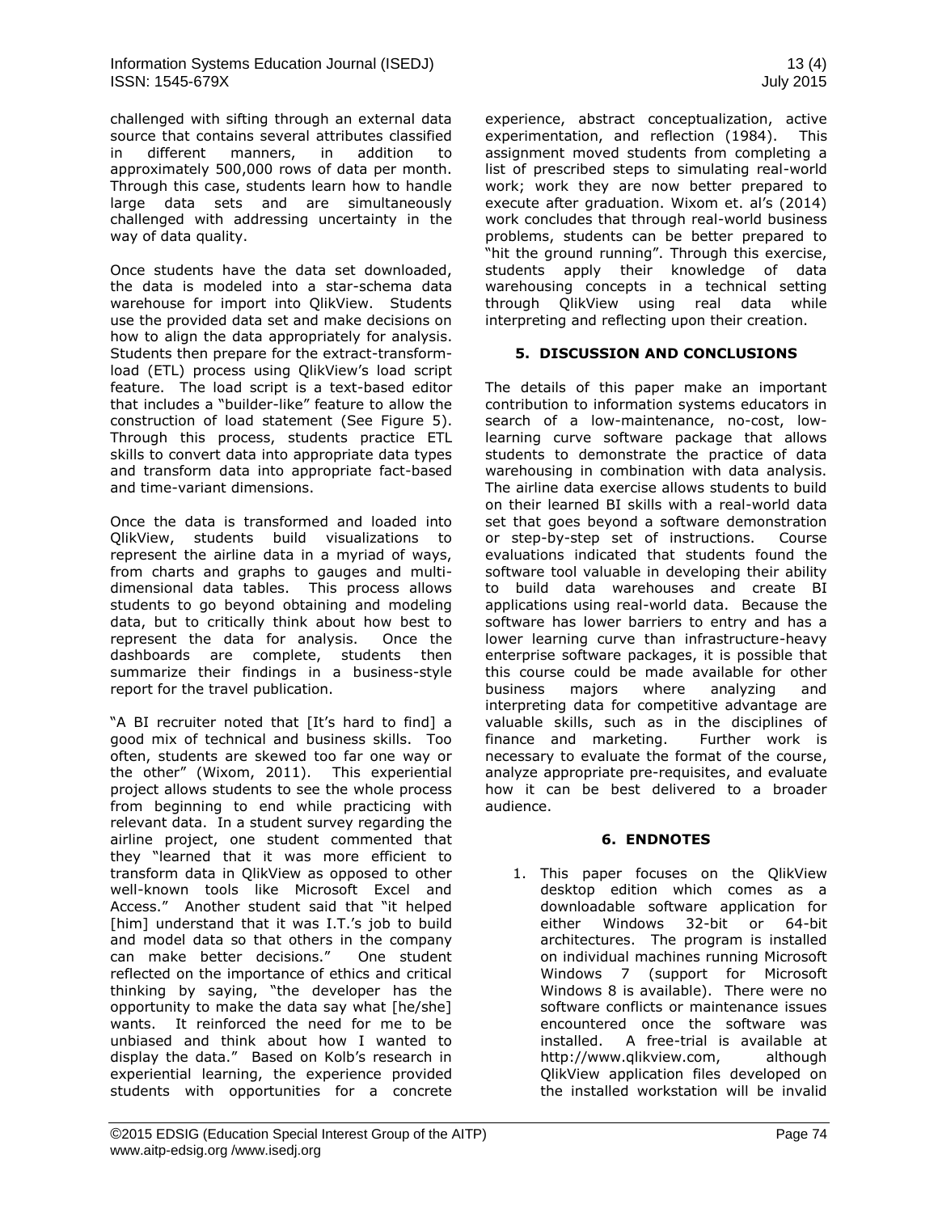challenged with sifting through an external data source that contains several attributes classified in different manners, in addition to approximately 500,000 rows of data per month. Through this case, students learn how to handle large data sets and are simultaneously challenged with addressing uncertainty in the way of data quality.

Once students have the data set downloaded, the data is modeled into a star-schema data warehouse for import into QlikView. Students use the provided data set and make decisions on how to align the data appropriately for analysis. Students then prepare for the extract-transform-load (ETL) process using QlikView's load script feature. The load script is a text-based editor that includes a "builder-like" feature to allow the construction of load statement (See Figure 5). Through this process, students practice ETL skills to convert data into appropriate data types and transform data into appropriate fact-based and time-variant dimensions.

Once the data is transformed and loaded into QlikView, students build visualizations to represent the airline data in a myriad of ways, from charts and graphs to gauges and multi-dimensional data tables. This process allows students to go beyond obtaining and modeling data, but to critically think about how best to represent the data for analysis. Once the dashboards are complete, students then summarize their findings in a business-style report for the travel publication.

"A BI recruiter noted that [It's hard to find] a good mix of technical and business skills. Too often, students are skewed too far one way or the other" (Wixom, 2011). This experiential project allows students to see the whole process from beginning to end while practicing with relevant data. In a student survey regarding the airline project, one student commented that they "learned that it was more efficient to transform data in QlikView as opposed to other well-known tools like Microsoft Excel and Access." Another student said that "it helped [him] understand that it was I.T.'s job to build and model data so that others in the company can make better decisions." One student reflected on the importance of ethics and critical thinking by saying, "the developer has the opportunity to make the data say what [he/she] wants. It reinforced the need for me to be unbiased and think about how I wanted to display the data." Based on Kolb's research in experiential learning, the experience provided students with opportunities for a concrete experience, abstract conceptualization, active experimentation, and reflection (1984). This assignment moved students from completing a list of prescribed steps to simulating real-world work; work they are now better prepared to execute after graduation. Wixom et. al's (2014) work concludes that through real-world business problems, students can be better prepared to "hit the ground running". Through this exercise, students apply their knowledge of data warehousing concepts in a technical setting through QlikView using real data while interpreting and reflecting upon their creation.

## 5. DISCUSSION AND CONCLUSIONS

The details of this paper make an important contribution to information systems educators in search of a low-maintenance, no-cost, low-learning curve software package that allows students to demonstrate the practice of data warehousing in combination with data analysis. The airline data exercise allows students to build on their learned BI skills with a real-world data set that goes beyond a software demonstration or step-by-step set of instructions. Course evaluations indicated that students found the software tool valuable in developing their ability to build data warehouses and create BI applications using real-world data. Because the software has lower barriers to entry and has a lower learning curve than infrastructure-heavy enterprise software packages, it is possible that this course could be made available for other business majors where analyzing and interpreting data for competitive advantage are valuable skills, such as in the disciplines of finance and marketing. Further work is necessary to evaluate the format of the course, analyze appropriate pre-requisites, and evaluate how it can be best delivered to a broader audience.

## 6. ENDNOTES

1. This paper focuses on the QlikView desktop edition which comes as a downloadable software application for either Windows 32-bit or 64-bit architectures. The program is installed on individual machines running Microsoft Windows 7 (support for Microsoft Windows 8 is available). There were no software conflicts or maintenance issues encountered once the software was installed. A free-trial is available at http://www.qlikview.com, although QlikView application files developed on the installed workstation will be invalid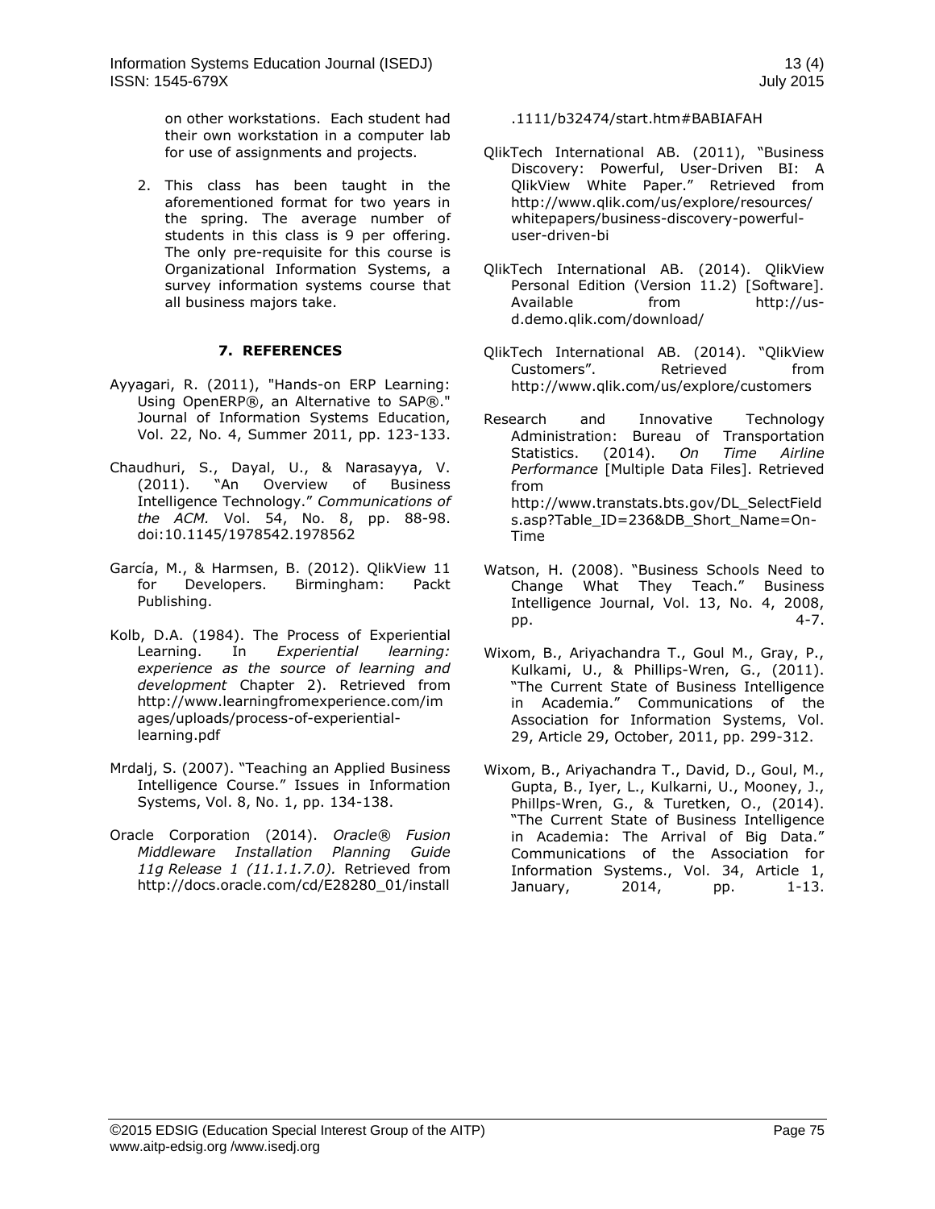on other workstations. Each student had their own workstation in a computer lab for use of assignments and projects.

2. This class has been taught in the aforementioned format for two years in the spring. The average number of students in this class is 9 per offering. The only pre-requisite for this course is Organizational Information Systems, a survey information systems course that all business majors take.

## 7. REFERENCES

Ayyagari, R. (2011), "Hands-on ERP Learning: Using OpenERP®, an Alternative to SAP®." Journal of Information Systems Education, Vol. 22, No. 4, Summer 2011, pp. 123-133.

Chaudhuri, S., Dayal, U., & Narasayya, V. (2011). "An Overview of Business Intelligence Technology." *Communications of the ACM.* Vol. 54, No. 8, pp. 88-98. doi:10.1145/1978542.1978562

García, M., & Harmsen, B. (2012). QlikView 11 for Developers. Birmingham: Packt Publishing.

Kolb, D.A. (1984). The Process of Experiential Learning. In *Experiential learning: experience as the source of learning and development* Chapter 2). Retrieved from http://www.learningfromexperience.com/images/uploads/process-of-experiential-learning.pdf

Mrdalj, S. (2007). "Teaching an Applied Business Intelligence Course." Issues in Information Systems, Vol. 8, No. 1, pp. 134-138.

Oracle Corporation (2014). *Oracle® Fusion Middleware Installation Planning Guide 11g Release 1 (11.1.1.7.0).* Retrieved from http://docs.oracle.com/cd/E28280_01/install.1111/b32474/start.htm#BABIAFAH

QlikTech International AB. (2011), "Business Discovery: Powerful, User-Driven BI: A QlikView White Paper." Retrieved from http://www.qlik.com/us/explore/resources/whitepapers/business-discovery-powerful-user-driven-bi

QlikTech International AB. (2014). QlikView Personal Edition (Version 11.2) [Software]. Available from http://us-d.demo.qlik.com/download/

QlikTech International AB. (2014). "QlikView Customers". Retrieved from http://www.qlik.com/us/explore/customers

Research and Innovative Technology Administration: Bureau of Transportation Statistics. (2014). *On Time Airline Performance* [Multiple Data Files]. Retrieved from http://www.transtats.bts.gov/DL_SelectFields.asp?Table_ID=236&DB_Short_Name=On-Time

Watson, H. (2008). "Business Schools Need to Change What They Teach." Business Intelligence Journal, Vol. 13, No. 4, 2008, pp. 4-7.

Wixom, B., Ariyachandra T., Goul M., Gray, P., Kulkami, U., & Phillips-Wren, G., (2011). "The Current State of Business Intelligence in Academia." Communications of the Association for Information Systems, Vol. 29, Article 29, October, 2011, pp. 299-312.

Wixom, B., Ariyachandra T., David, D., Goul, M., Gupta, B., Iyer, L., Kulkarni, U., Mooney, J., Phillps-Wren, G., & Turetken, O., (2014). "The Current State of Business Intelligence in Academia: The Arrival of Big Data." Communications of the Association for Information Systems., Vol. 34, Article 1, January, 2014, pp. 1-13.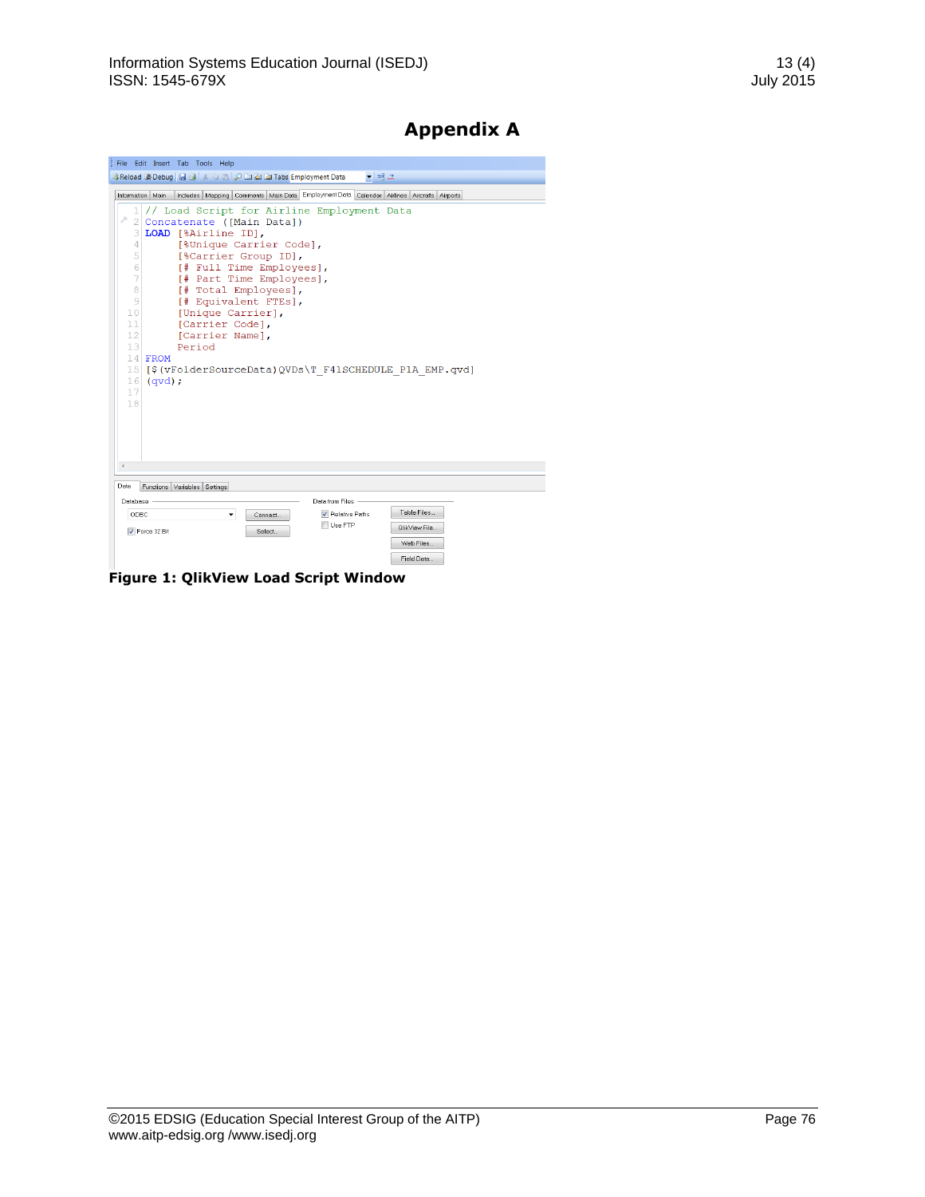# Appendix A

```
File  Edit  Insert  Tab  Tools  Help
Reload  Debug  Tabs  Employment Data

Information | Main | Includes | Mapping | Comments | Main Data | Employment Data | Calendar | Airlines | Aircrafts | Airports

1  // Load Script for Airline Employment Data
2  Concatenate ([Main Data])
3  LOAD [%Airline ID],
4       [%Unique Carrier Code],
5       [%Carrier Group ID],
6       [# Full Time Employees],
7       [# Part Time Employees],
8       [# Total Employees],
9       [# Equivalent FTEs],
10      [Unique Carrier],
11      [Carrier Code],
12      [Carrier Name],
13      Period
14 FROM
15 [$(vFolderSourceData)QVDs\T_F41SCHEDULE_P1A_EMP.qvd]
16 (qvd);
17
18

Data | Functions | Variables | Settings
Database                          Data from Files
ODBC          Connect...          [x] Relative Paths    Table Files...
[x] Force 32 Bit   Select...      [ ] Use FTP           QlikView File...
                                                        Web Files...
                                                        Field Data...
```

**Figure 1: QlikView Load Script Window**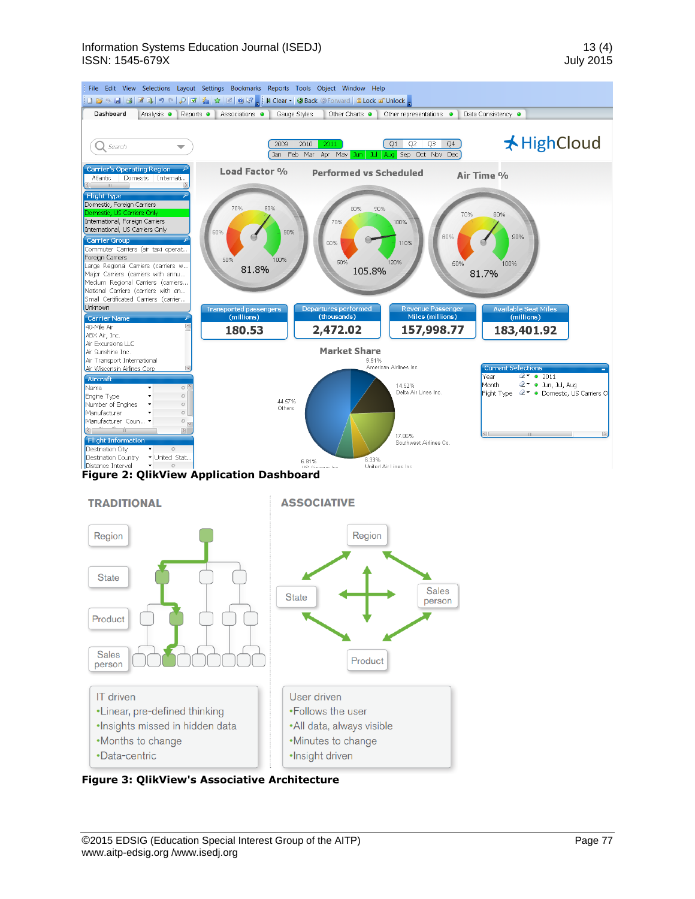**Figure 2: QlikView Application Dashboard**

**Figure 3: QlikView's Associative Architecture**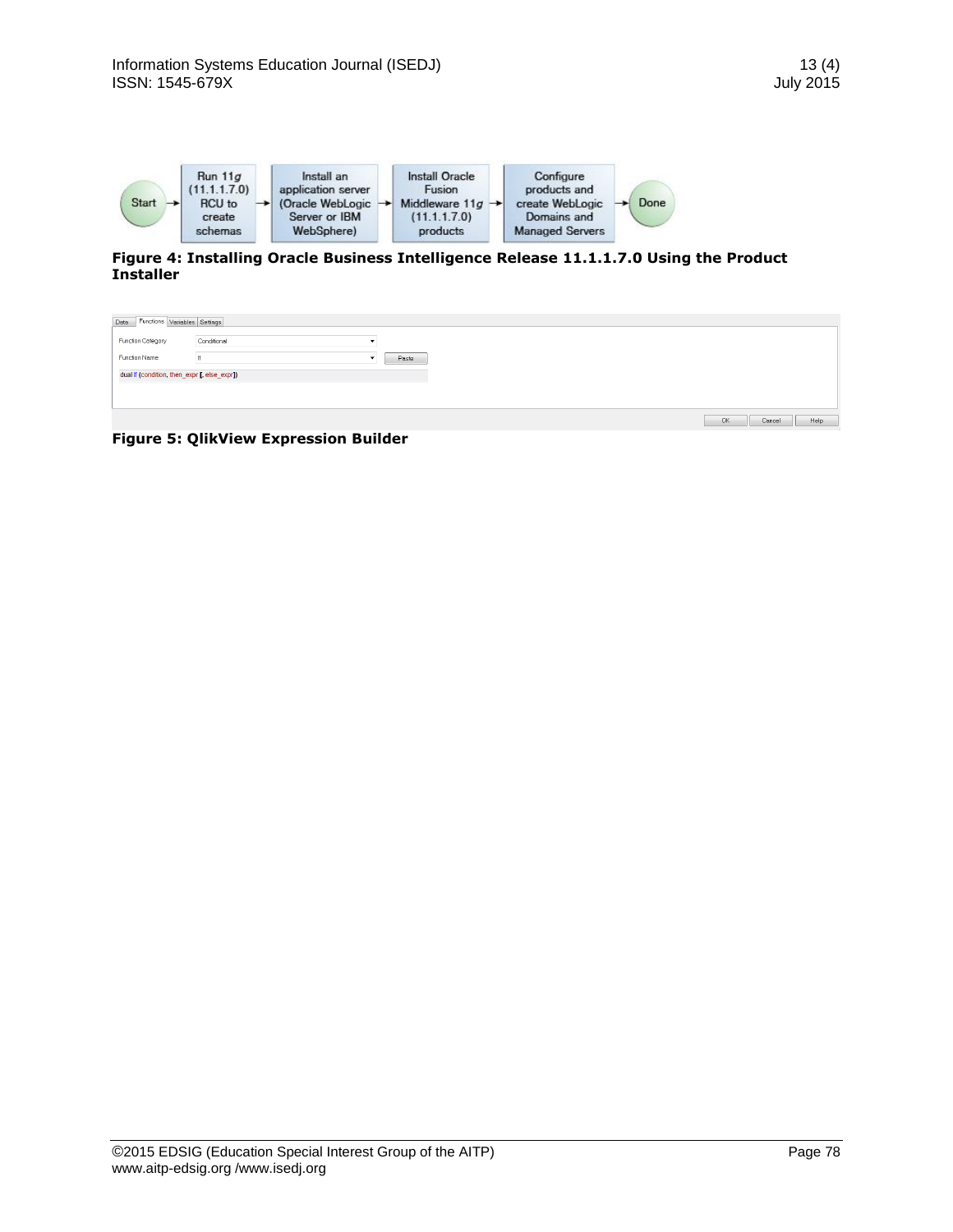Start → Run 11*g* (11.1.1.7.0) RCU to create schemas → Install an application server (Oracle WebLogic Server or IBM WebSphere) → Install Oracle Fusion Middleware 11*g* (11.1.1.7.0) products → Configure products and create WebLogic Domains and Managed Servers → Done

**Figure 4: Installing Oracle Business Intelligence Release 11.1.1.7.0 Using the Product Installer**

Data | Functions | Variables | Settings

Function Category: Conditional

Function Name: If — Paste

dual If (condition, then_expr [, else_expr])

OK | Cancel | Help

**Figure 5: QlikView Expression Builder**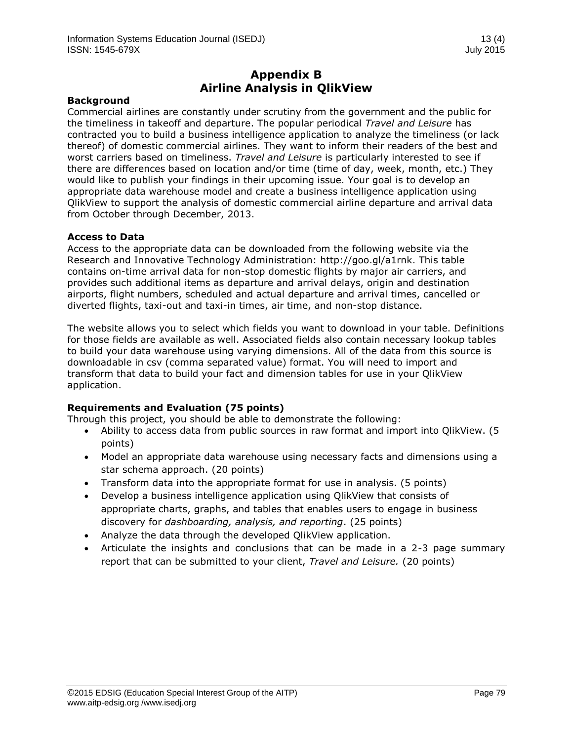# Appendix B
# Airline Analysis in QlikView

**Background**

Commercial airlines are constantly under scrutiny from the government and the public for the timeliness in takeoff and departure. The popular periodical *Travel and Leisure* has contracted you to build a business intelligence application to analyze the timeliness (or lack thereof) of domestic commercial airlines. They want to inform their readers of the best and worst carriers based on timeliness. *Travel and Leisure* is particularly interested to see if there are differences based on location and/or time (time of day, week, month, etc.) They would like to publish your findings in their upcoming issue. Your goal is to develop an appropriate data warehouse model and create a business intelligence application using QlikView to support the analysis of domestic commercial airline departure and arrival data from October through December, 2013.

**Access to Data**

Access to the appropriate data can be downloaded from the following website via the Research and Innovative Technology Administration: http://goo.gl/a1rnk. This table contains on-time arrival data for non-stop domestic flights by major air carriers, and provides such additional items as departure and arrival delays, origin and destination airports, flight numbers, scheduled and actual departure and arrival times, cancelled or diverted flights, taxi-out and taxi-in times, air time, and non-stop distance.

The website allows you to select which fields you want to download in your table. Definitions for those fields are available as well. Associated fields also contain necessary lookup tables to build your data warehouse using varying dimensions. All of the data from this source is downloadable in csv (comma separated value) format. You will need to import and transform that data to build your fact and dimension tables for use in your QlikView application.

**Requirements and Evaluation (75 points)**

Through this project, you should be able to demonstrate the following:

- Ability to access data from public sources in raw format and import into QlikView. (5 points)
- Model an appropriate data warehouse using necessary facts and dimensions using a star schema approach. (20 points)
- Transform data into the appropriate format for use in analysis. (5 points)
- Develop a business intelligence application using QlikView that consists of appropriate charts, graphs, and tables that enables users to engage in business discovery for *dashboarding, analysis, and reporting*. (25 points)
- Analyze the data through the developed QlikView application.
- Articulate the insights and conclusions that can be made in a 2-3 page summary report that can be submitted to your client, *Travel and Leisure.* (20 points)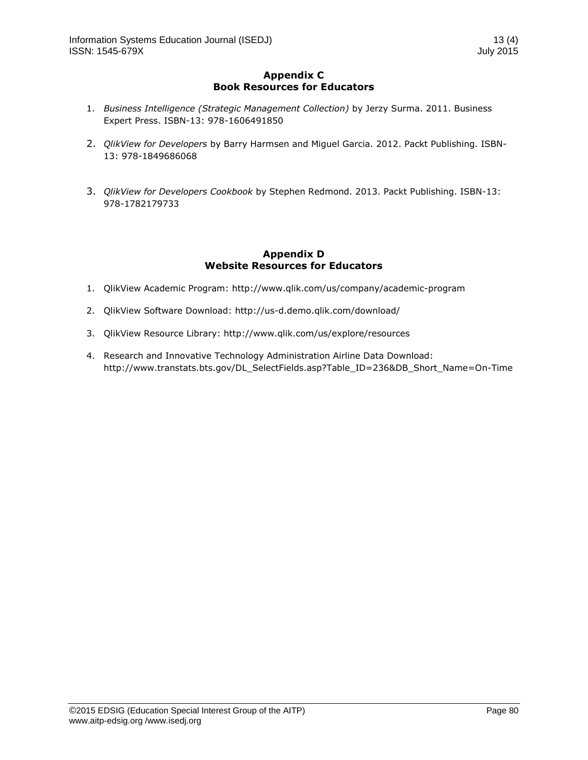## Appendix C
## Book Resources for Educators

1. *Business Intelligence (Strategic Management Collection)* by Jerzy Surma. 2011. Business Expert Press. ISBN-13: 978-1606491850

2. *QlikView for Developers* by Barry Harmsen and Miguel Garcia. 2012. Packt Publishing. ISBN-13: 978-1849686068

3. *QlikView for Developers Cookbook* by Stephen Redmond. 2013. Packt Publishing. ISBN-13: 978-1782179733

## Appendix D
## Website Resources for Educators

1. QlikView Academic Program: http://www.qlik.com/us/company/academic-program

2. QlikView Software Download: http://us-d.demo.qlik.com/download/

3. QlikView Resource Library: http://www.qlik.com/us/explore/resources

4. Research and Innovative Technology Administration Airline Data Download: http://www.transtats.bts.gov/DL_SelectFields.asp?Table_ID=236&DB_Short_Name=On-Time